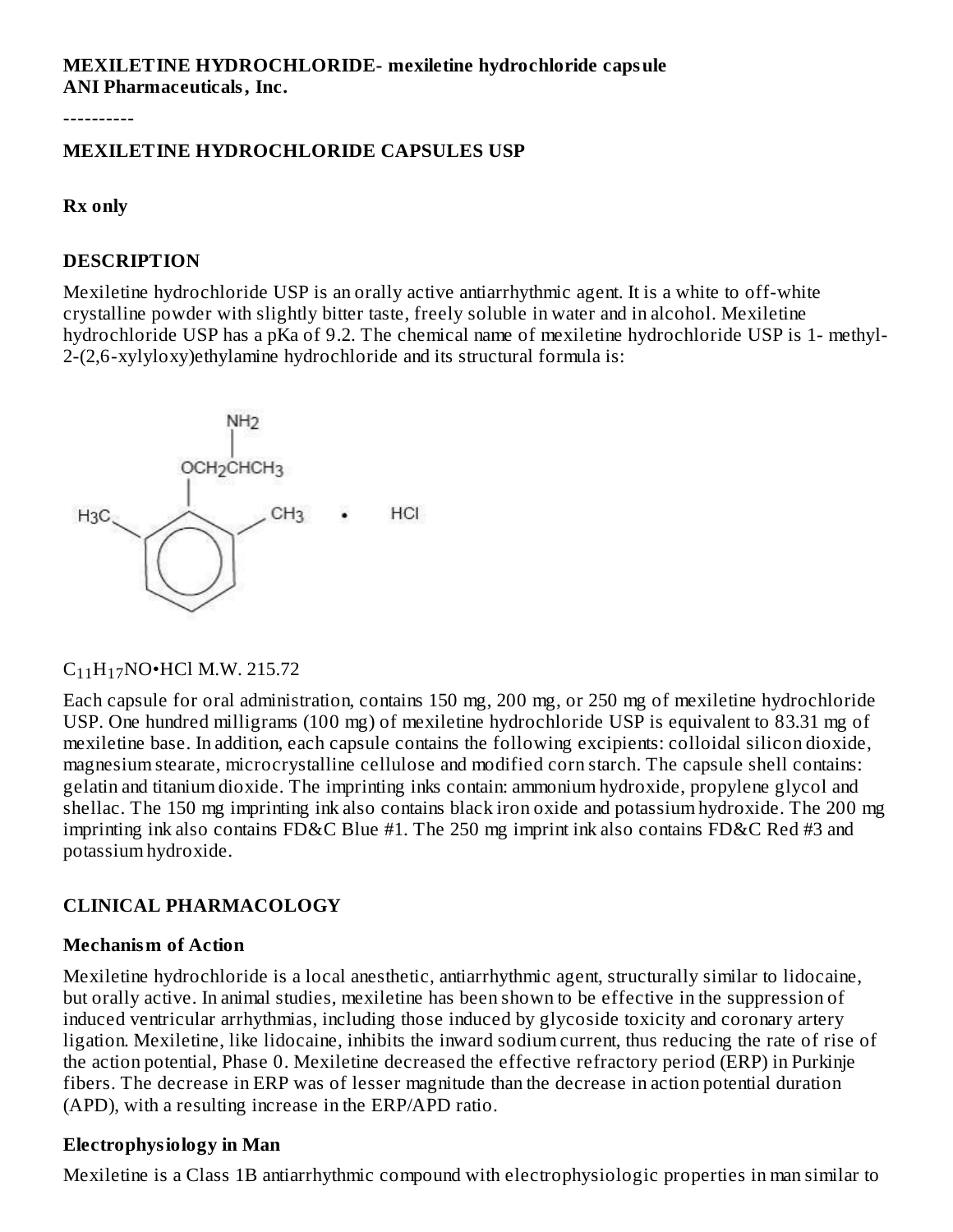**MEXILETINE HYDROCHLORIDE- mexiletine hydrochloride capsule**
**ANI Pharmaceuticals, Inc.**

----------

**MEXILETINE HYDROCHLORIDE CAPSULES USP**

**Rx only**

## DESCRIPTION

Mexiletine hydrochloride USP is an orally active antiarrhythmic agent. It is a white to off-white crystalline powder with slightly bitter taste, freely soluble in water and in alcohol. Mexiletine hydrochloride USP has a pKa of 9.2. The chemical name of mexiletine hydrochloride USP is 1- methyl-2-(2,6-xylyloxy)ethylamine hydrochloride and its structural formula is:

$C_{11}H_{17}NO•HCl$ M.W. 215.72

Each capsule for oral administration, contains 150 mg, 200 mg, or 250 mg of mexiletine hydrochloride USP. One hundred milligrams (100 mg) of mexiletine hydrochloride USP is equivalent to 83.31 mg of mexiletine base. In addition, each capsule contains the following excipients: colloidal silicon dioxide, magnesium stearate, microcrystalline cellulose and modified corn starch. The capsule shell contains: gelatin and titanium dioxide. The imprinting inks contain: ammonium hydroxide, propylene glycol and shellac. The 150 mg imprinting ink also contains black iron oxide and potassium hydroxide. The 200 mg imprinting ink also contains FD&C Blue #1. The 250 mg imprint ink also contains FD&C Red #3 and potassium hydroxide.

## CLINICAL PHARMACOLOGY

### Mechanism of Action

Mexiletine hydrochloride is a local anesthetic, antiarrhythmic agent, structurally similar to lidocaine, but orally active. In animal studies, mexiletine has been shown to be effective in the suppression of induced ventricular arrhythmias, including those induced by glycoside toxicity and coronary artery ligation. Mexiletine, like lidocaine, inhibits the inward sodium current, thus reducing the rate of rise of the action potential, Phase 0. Mexiletine decreased the effective refractory period (ERP) in Purkinje fibers. The decrease in ERP was of lesser magnitude than the decrease in action potential duration (APD), with a resulting increase in the ERP/APD ratio.

### Electrophysiology in Man

Mexiletine is a Class 1B antiarrhythmic compound with electrophysiologic properties in man similar to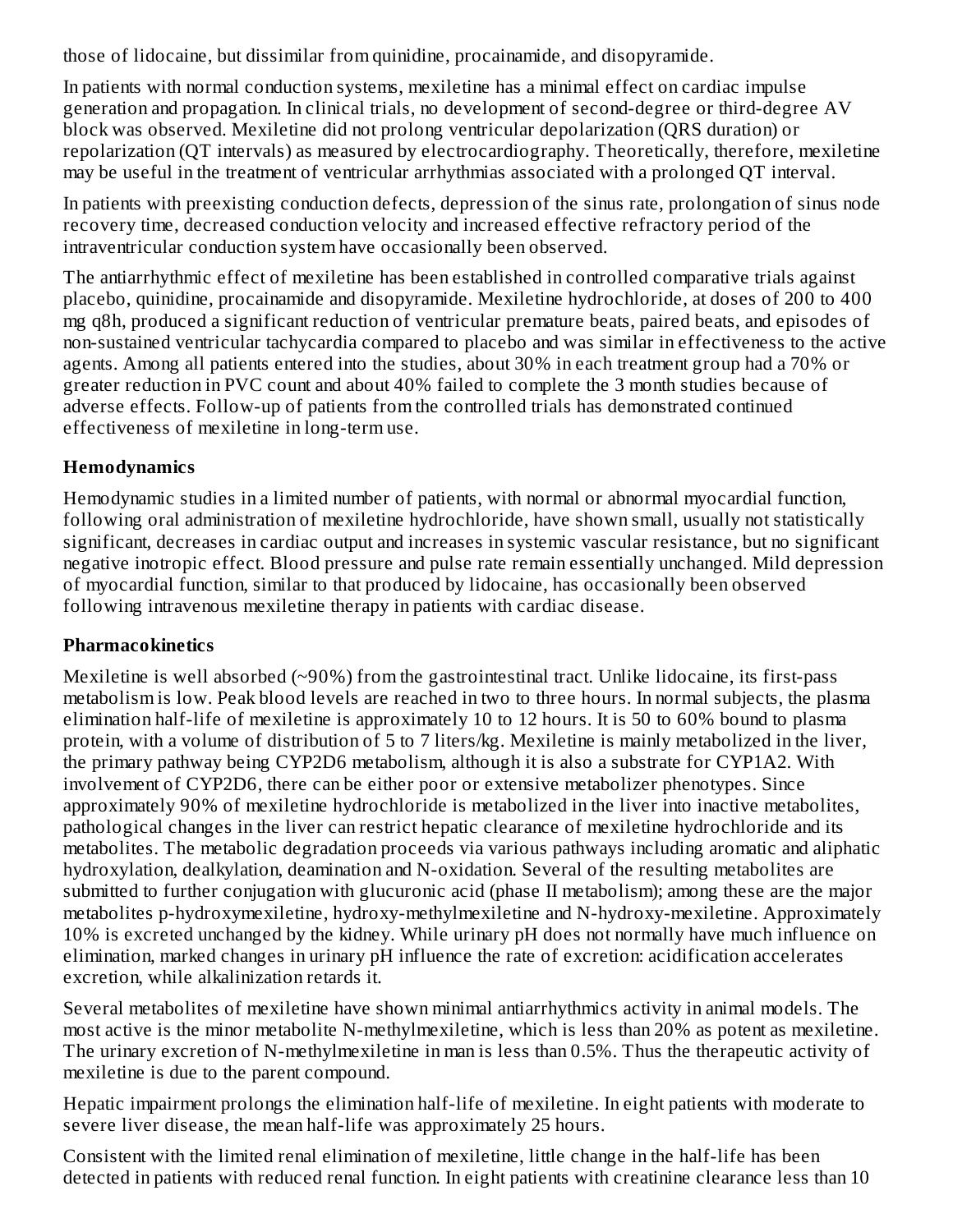those of lidocaine, but dissimilar from quinidine, procainamide, and disopyramide.

In patients with normal conduction systems, mexiletine has a minimal effect on cardiac impulse generation and propagation. In clinical trials, no development of second-degree or third-degree AV block was observed. Mexiletine did not prolong ventricular depolarization (QRS duration) or repolarization (QT intervals) as measured by electrocardiography. Theoretically, therefore, mexiletine may be useful in the treatment of ventricular arrhythmias associated with a prolonged QT interval.

In patients with preexisting conduction defects, depression of the sinus rate, prolongation of sinus node recovery time, decreased conduction velocity and increased effective refractory period of the intraventricular conduction system have occasionally been observed.

The antiarrhythmic effect of mexiletine has been established in controlled comparative trials against placebo, quinidine, procainamide and disopyramide. Mexiletine hydrochloride, at doses of 200 to 400 mg q8h, produced a significant reduction of ventricular premature beats, paired beats, and episodes of non-sustained ventricular tachycardia compared to placebo and was similar in effectiveness to the active agents. Among all patients entered into the studies, about 30% in each treatment group had a 70% or greater reduction in PVC count and about 40% failed to complete the 3 month studies because of adverse effects. Follow-up of patients from the controlled trials has demonstrated continued effectiveness of mexiletine in long-term use.

## Hemodynamics

Hemodynamic studies in a limited number of patients, with normal or abnormal myocardial function, following oral administration of mexiletine hydrochloride, have shown small, usually not statistically significant, decreases in cardiac output and increases in systemic vascular resistance, but no significant negative inotropic effect. Blood pressure and pulse rate remain essentially unchanged. Mild depression of myocardial function, similar to that produced by lidocaine, has occasionally been observed following intravenous mexiletine therapy in patients with cardiac disease.

## Pharmacokinetics

Mexiletine is well absorbed (~90%) from the gastrointestinal tract. Unlike lidocaine, its first-pass metabolism is low. Peak blood levels are reached in two to three hours. In normal subjects, the plasma elimination half-life of mexiletine is approximately 10 to 12 hours. It is 50 to 60% bound to plasma protein, with a volume of distribution of 5 to 7 liters/kg. Mexiletine is mainly metabolized in the liver, the primary pathway being CYP2D6 metabolism, although it is also a substrate for CYP1A2. With involvement of CYP2D6, there can be either poor or extensive metabolizer phenotypes. Since approximately 90% of mexiletine hydrochloride is metabolized in the liver into inactive metabolites, pathological changes in the liver can restrict hepatic clearance of mexiletine hydrochloride and its metabolites. The metabolic degradation proceeds via various pathways including aromatic and aliphatic hydroxylation, dealkylation, deamination and N-oxidation. Several of the resulting metabolites are submitted to further conjugation with glucuronic acid (phase II metabolism); among these are the major metabolites p-hydroxymexiletine, hydroxy-methylmexiletine and N-hydroxy-mexiletine. Approximately 10% is excreted unchanged by the kidney. While urinary pH does not normally have much influence on elimination, marked changes in urinary pH influence the rate of excretion: acidification accelerates excretion, while alkalinization retards it.

Several metabolites of mexiletine have shown minimal antiarrhythmics activity in animal models. The most active is the minor metabolite N-methylmexiletine, which is less than 20% as potent as mexiletine. The urinary excretion of N-methylmexiletine in man is less than 0.5%. Thus the therapeutic activity of mexiletine is due to the parent compound.

Hepatic impairment prolongs the elimination half-life of mexiletine. In eight patients with moderate to severe liver disease, the mean half-life was approximately 25 hours.

Consistent with the limited renal elimination of mexiletine, little change in the half-life has been detected in patients with reduced renal function. In eight patients with creatinine clearance less than 10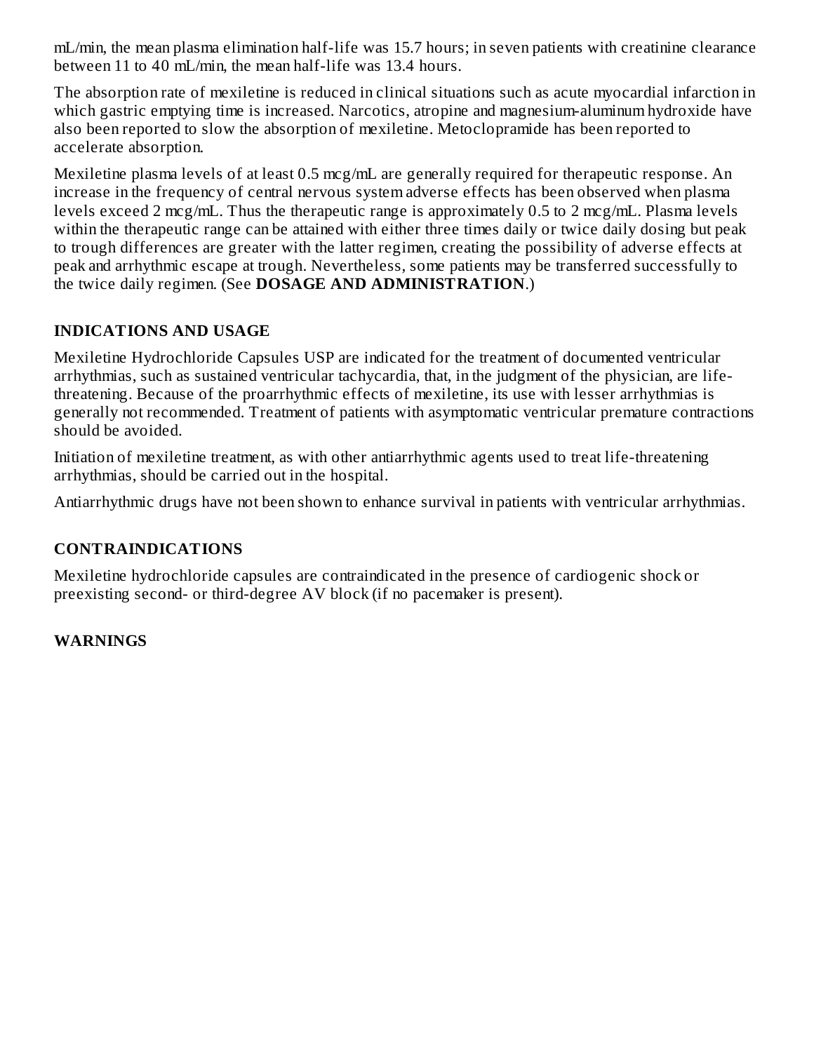mL/min, the mean plasma elimination half-life was 15.7 hours; in seven patients with creatinine clearance between 11 to 40 mL/min, the mean half-life was 13.4 hours.

The absorption rate of mexiletine is reduced in clinical situations such as acute myocardial infarction in which gastric emptying time is increased. Narcotics, atropine and magnesium-aluminum hydroxide have also been reported to slow the absorption of mexiletine. Metoclopramide has been reported to accelerate absorption.

Mexiletine plasma levels of at least 0.5 mcg/mL are generally required for therapeutic response. An increase in the frequency of central nervous system adverse effects has been observed when plasma levels exceed 2 mcg/mL. Thus the therapeutic range is approximately 0.5 to 2 mcg/mL. Plasma levels within the therapeutic range can be attained with either three times daily or twice daily dosing but peak to trough differences are greater with the latter regimen, creating the possibility of adverse effects at peak and arrhythmic escape at trough. Nevertheless, some patients may be transferred successfully to the twice daily regimen. (See **DOSAGE AND ADMINISTRATION**.)

## INDICATIONS AND USAGE

Mexiletine Hydrochloride Capsules USP are indicated for the treatment of documented ventricular arrhythmias, such as sustained ventricular tachycardia, that, in the judgment of the physician, are life-threatening. Because of the proarrhythmic effects of mexiletine, its use with lesser arrhythmias is generally not recommended. Treatment of patients with asymptomatic ventricular premature contractions should be avoided.

Initiation of mexiletine treatment, as with other antiarrhythmic agents used to treat life-threatening arrhythmias, should be carried out in the hospital.

Antiarrhythmic drugs have not been shown to enhance survival in patients with ventricular arrhythmias.

## CONTRAINDICATIONS

Mexiletine hydrochloride capsules are contraindicated in the presence of cardiogenic shock or preexisting second- or third-degree AV block (if no pacemaker is present).

## WARNINGS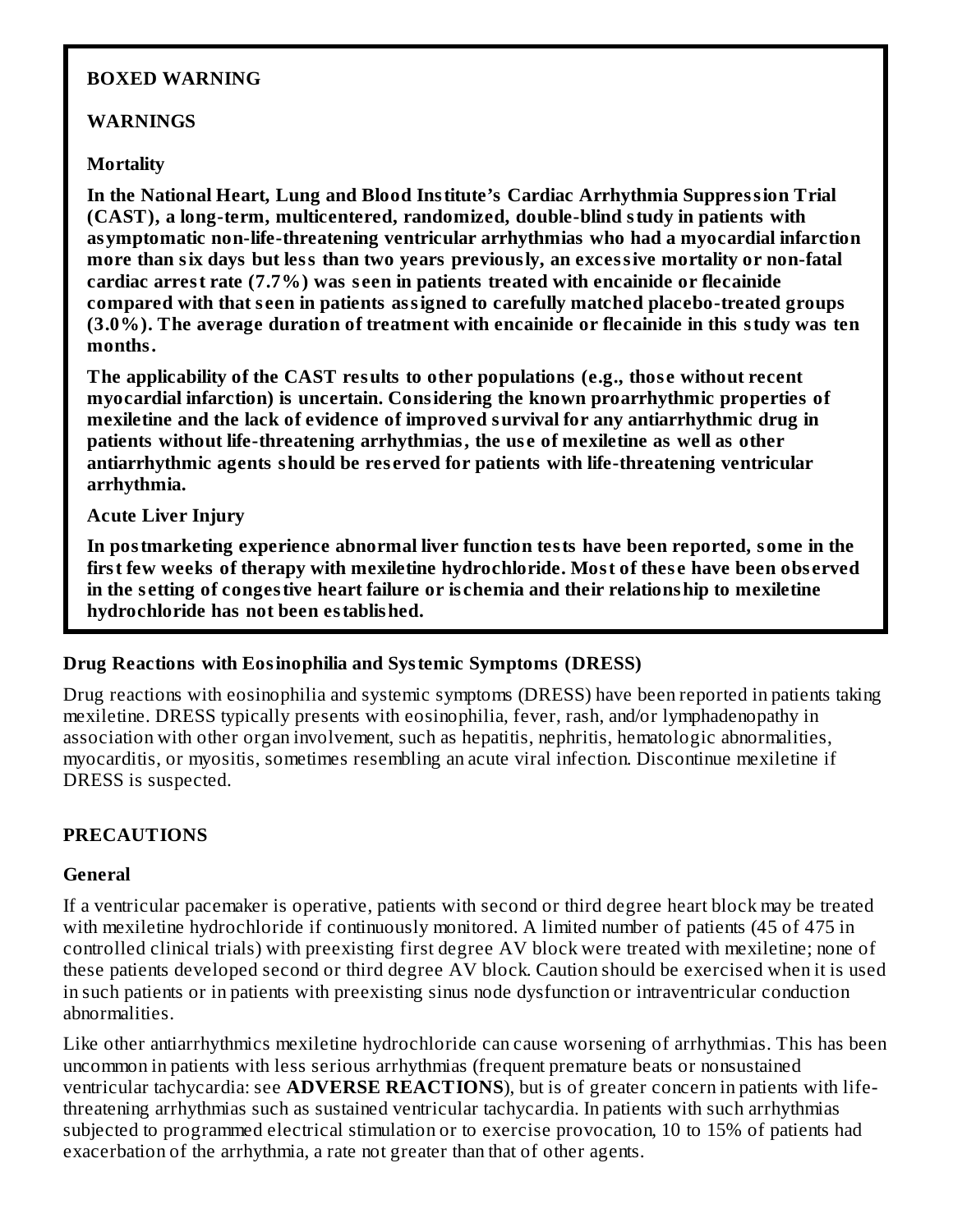**BOXED WARNING**

**WARNINGS**

**Mortality**

**In the National Heart, Lung and Blood Institute's Cardiac Arrhythmia Suppression Trial (CAST), a long-term, multicentered, randomized, double-blind study in patients with asymptomatic non-life-threatening ventricular arrhythmias who had a myocardial infarction more than six days but less than two years previously, an excessive mortality or non-fatal cardiac arrest rate (7.7%) was seen in patients treated with encainide or flecainide compared with that seen in patients assigned to carefully matched placebo-treated groups (3.0%). The average duration of treatment with encainide or flecainide in this study was ten months.**

**The applicability of the CAST results to other populations (e.g., those without recent myocardial infarction) is uncertain. Considering the known proarrhythmic properties of mexiletine and the lack of evidence of improved survival for any antiarrhythmic drug in patients without life-threatening arrhythmias, the use of mexiletine as well as other antiarrhythmic agents should be reserved for patients with life-threatening ventricular arrhythmia.**

**Acute Liver Injury**

**In postmarketing experience abnormal liver function tests have been reported, some in the first few weeks of therapy with mexiletine hydrochloride. Most of these have been observed in the setting of congestive heart failure or ischemia and their relationship to mexiletine hydrochloride has not been established.**

**Drug Reactions with Eosinophilia and Systemic Symptoms (DRESS)**

Drug reactions with eosinophilia and systemic symptoms (DRESS) have been reported in patients taking mexiletine. DRESS typically presents with eosinophilia, fever, rash, and/or lymphadenopathy in association with other organ involvement, such as hepatitis, nephritis, hematologic abnormalities, myocarditis, or myositis, sometimes resembling an acute viral infection. Discontinue mexiletine if DRESS is suspected.

## PRECAUTIONS

### General

If a ventricular pacemaker is operative, patients with second or third degree heart block may be treated with mexiletine hydrochloride if continuously monitored. A limited number of patients (45 of 475 in controlled clinical trials) with preexisting first degree AV block were treated with mexiletine; none of these patients developed second or third degree AV block. Caution should be exercised when it is used in such patients or in patients with preexisting sinus node dysfunction or intraventricular conduction abnormalities.

Like other antiarrhythmics mexiletine hydrochloride can cause worsening of arrhythmias. This has been uncommon in patients with less serious arrhythmias (frequent premature beats or nonsustained ventricular tachycardia: see **ADVERSE REACTIONS**), but is of greater concern in patients with life-threatening arrhythmias such as sustained ventricular tachycardia. In patients with such arrhythmias subjected to programmed electrical stimulation or to exercise provocation, 10 to 15% of patients had exacerbation of the arrhythmia, a rate not greater than that of other agents.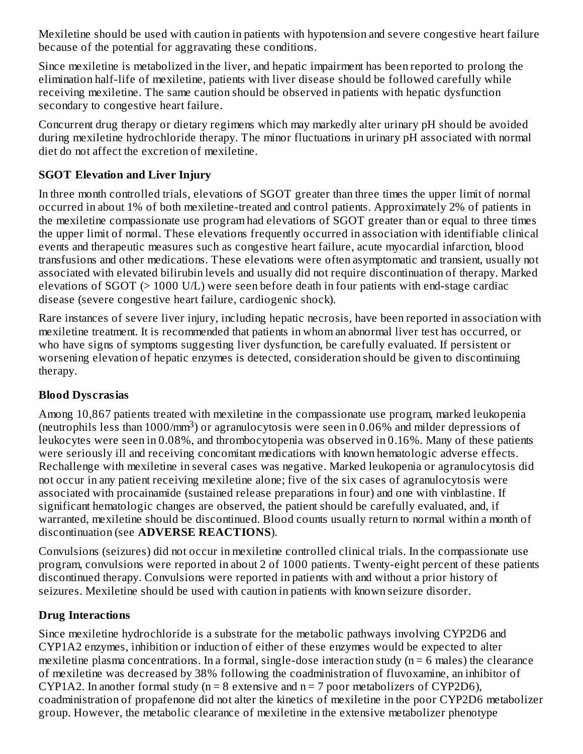Mexiletine should be used with caution in patients with hypotension and severe congestive heart failure because of the potential for aggravating these conditions.

Since mexiletine is metabolized in the liver, and hepatic impairment has been reported to prolong the elimination half-life of mexiletine, patients with liver disease should be followed carefully while receiving mexiletine. The same caution should be observed in patients with hepatic dysfunction secondary to congestive heart failure.

Concurrent drug therapy or dietary regimens which may markedly alter urinary pH should be avoided during mexiletine hydrochloride therapy. The minor fluctuations in urinary pH associated with normal diet do not affect the excretion of mexiletine.

## SGOT Elevation and Liver Injury

In three month controlled trials, elevations of SGOT greater than three times the upper limit of normal occurred in about 1% of both mexiletine-treated and control patients. Approximately 2% of patients in the mexiletine compassionate use program had elevations of SGOT greater than or equal to three times the upper limit of normal. These elevations frequently occurred in association with identifiable clinical events and therapeutic measures such as congestive heart failure, acute myocardial infarction, blood transfusions and other medications. These elevations were often asymptomatic and transient, usually not associated with elevated bilirubin levels and usually did not require discontinuation of therapy. Marked elevations of SGOT (> 1000 U/L) were seen before death in four patients with end-stage cardiac disease (severe congestive heart failure, cardiogenic shock).

Rare instances of severe liver injury, including hepatic necrosis, have been reported in association with mexiletine treatment. It is recommended that patients in whom an abnormal liver test has occurred, or who have signs of symptoms suggesting liver dysfunction, be carefully evaluated. If persistent or worsening elevation of hepatic enzymes is detected, consideration should be given to discontinuing therapy.

## Blood Dyscrasias

Among 10,867 patients treated with mexiletine in the compassionate use program, marked leukopenia (neutrophils less than 1000/mm$^3$) or agranulocytosis were seen in 0.06% and milder depressions of leukocytes were seen in 0.08%, and thrombocytopenia was observed in 0.16%. Many of these patients were seriously ill and receiving concomitant medications with known hematologic adverse effects. Rechallenge with mexiletine in several cases was negative. Marked leukopenia or agranulocytosis did not occur in any patient receiving mexiletine alone; five of the six cases of agranulocytosis were associated with procainamide (sustained release preparations in four) and one with vinblastine. If significant hematologic changes are observed, the patient should be carefully evaluated, and, if warranted, mexiletine should be discontinued. Blood counts usually return to normal within a month of discontinuation (see **ADVERSE REACTIONS**).

Convulsions (seizures) did not occur in mexiletine controlled clinical trials. In the compassionate use program, convulsions were reported in about 2 of 1000 patients. Twenty-eight percent of these patients discontinued therapy. Convulsions were reported in patients with and without a prior history of seizures. Mexiletine should be used with caution in patients with known seizure disorder.

## Drug Interactions

Since mexiletine hydrochloride is a substrate for the metabolic pathways involving CYP2D6 and CYP1A2 enzymes, inhibition or induction of either of these enzymes would be expected to alter mexiletine plasma concentrations. In a formal, single-dose interaction study (n = 6 males) the clearance of mexiletine was decreased by 38% following the coadministration of fluvoxamine, an inhibitor of CYP1A2. In another formal study (n = 8 extensive and n = 7 poor metabolizers of CYP2D6), coadministration of propafenone did not alter the kinetics of mexiletine in the poor CYP2D6 metabolizer group. However, the metabolic clearance of mexiletine in the extensive metabolizer phenotype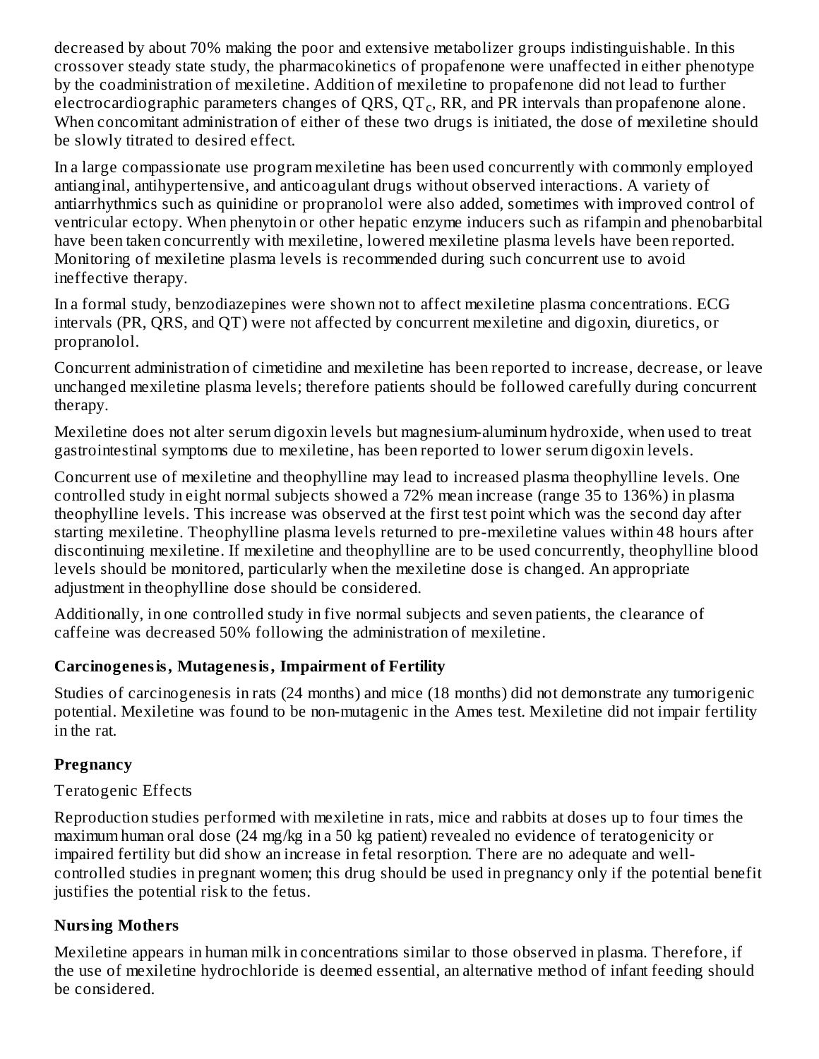decreased by about 70% making the poor and extensive metabolizer groups indistinguishable. In this crossover steady state study, the pharmacokinetics of propafenone were unaffected in either phenotype by the coadministration of mexiletine. Addition of mexiletine to propafenone did not lead to further electrocardiographic parameters changes of QRS, $QT_c$, RR, and PR intervals than propafenone alone. When concomitant administration of either of these two drugs is initiated, the dose of mexiletine should be slowly titrated to desired effect.

In a large compassionate use program mexiletine has been used concurrently with commonly employed antianginal, antihypertensive, and anticoagulant drugs without observed interactions. A variety of antiarrhythmics such as quinidine or propranolol were also added, sometimes with improved control of ventricular ectopy. When phenytoin or other hepatic enzyme inducers such as rifampin and phenobarbital have been taken concurrently with mexiletine, lowered mexiletine plasma levels have been reported. Monitoring of mexiletine plasma levels is recommended during such concurrent use to avoid ineffective therapy.

In a formal study, benzodiazepines were shown not to affect mexiletine plasma concentrations. ECG intervals (PR, QRS, and QT) were not affected by concurrent mexiletine and digoxin, diuretics, or propranolol.

Concurrent administration of cimetidine and mexiletine has been reported to increase, decrease, or leave unchanged mexiletine plasma levels; therefore patients should be followed carefully during concurrent therapy.

Mexiletine does not alter serum digoxin levels but magnesium-aluminum hydroxide, when used to treat gastrointestinal symptoms due to mexiletine, has been reported to lower serum digoxin levels.

Concurrent use of mexiletine and theophylline may lead to increased plasma theophylline levels. One controlled study in eight normal subjects showed a 72% mean increase (range 35 to 136%) in plasma theophylline levels. This increase was observed at the first test point which was the second day after starting mexiletine. Theophylline plasma levels returned to pre-mexiletine values within 48 hours after discontinuing mexiletine. If mexiletine and theophylline are to be used concurrently, theophylline blood levels should be monitored, particularly when the mexiletine dose is changed. An appropriate adjustment in theophylline dose should be considered.

Additionally, in one controlled study in five normal subjects and seven patients, the clearance of caffeine was decreased 50% following the administration of mexiletine.

### Carcinogenesis, Mutagenesis, Impairment of Fertility

Studies of carcinogenesis in rats (24 months) and mice (18 months) did not demonstrate any tumorigenic potential. Mexiletine was found to be non-mutagenic in the Ames test. Mexiletine did not impair fertility in the rat.

### Pregnancy

Teratogenic Effects

Reproduction studies performed with mexiletine in rats, mice and rabbits at doses up to four times the maximum human oral dose (24 mg/kg in a 50 kg patient) revealed no evidence of teratogenicity or impaired fertility but did show an increase in fetal resorption. There are no adequate and well-controlled studies in pregnant women; this drug should be used in pregnancy only if the potential benefit justifies the potential risk to the fetus.

### Nursing Mothers

Mexiletine appears in human milk in concentrations similar to those observed in plasma. Therefore, if the use of mexiletine hydrochloride is deemed essential, an alternative method of infant feeding should be considered.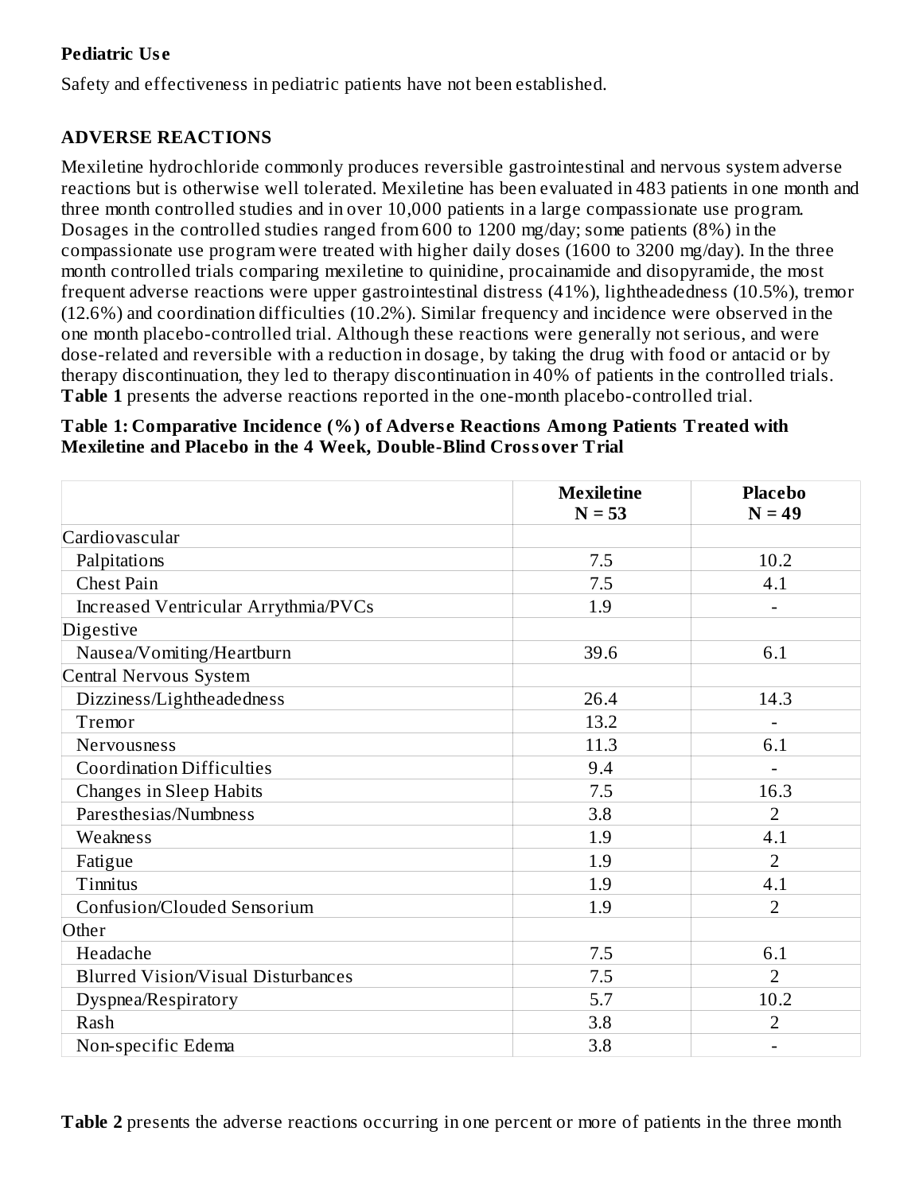**Pediatric Use**

Safety and effectiveness in pediatric patients have not been established.

## ADVERSE REACTIONS

Mexiletine hydrochloride commonly produces reversible gastrointestinal and nervous system adverse reactions but is otherwise well tolerated. Mexiletine has been evaluated in 483 patients in one month and three month controlled studies and in over 10,000 patients in a large compassionate use program. Dosages in the controlled studies ranged from 600 to 1200 mg/day; some patients (8%) in the compassionate use program were treated with higher daily doses (1600 to 3200 mg/day). In the three month controlled trials comparing mexiletine to quinidine, procainamide and disopyramide, the most frequent adverse reactions were upper gastrointestinal distress (41%), lightheadedness (10.5%), tremor (12.6%) and coordination difficulties (10.2%). Similar frequency and incidence were observed in the one month placebo-controlled trial. Although these reactions were generally not serious, and were dose-related and reversible with a reduction in dosage, by taking the drug with food or antacid or by therapy discontinuation, they led to therapy discontinuation in 40% of patients in the controlled trials. **Table 1** presents the adverse reactions reported in the one-month placebo-controlled trial.

**Table 1: Comparative Incidence (%) of Adverse Reactions Among Patients Treated with Mexiletine and Placebo in the 4 Week, Double-Blind Crossover Trial**

| | Mexiletine N = 53 | Placebo N = 49 |
|---|---|---|
| Cardiovascular | | |
| Palpitations | 7.5 | 10.2 |
| Chest Pain | 7.5 | 4.1 |
| Increased Ventricular Arrythmia/PVCs | 1.9 | - |
| Digestive | | |
| Nausea/Vomiting/Heartburn | 39.6 | 6.1 |
| Central Nervous System | | |
| Dizziness/Lightheadedness | 26.4 | 14.3 |
| Tremor | 13.2 | - |
| Nervousness | 11.3 | 6.1 |
| Coordination Difficulties | 9.4 | - |
| Changes in Sleep Habits | 7.5 | 16.3 |
| Paresthesias/Numbness | 3.8 | 2 |
| Weakness | 1.9 | 4.1 |
| Fatigue | 1.9 | 2 |
| Tinnitus | 1.9 | 4.1 |
| Confusion/Clouded Sensorium | 1.9 | 2 |
| Other | | |
| Headache | 7.5 | 6.1 |
| Blurred Vision/Visual Disturbances | 7.5 | 2 |
| Dyspnea/Respiratory | 5.7 | 10.2 |
| Rash | 3.8 | 2 |
| Non-specific Edema | 3.8 | - |

**Table 2** presents the adverse reactions occurring in one percent or more of patients in the three month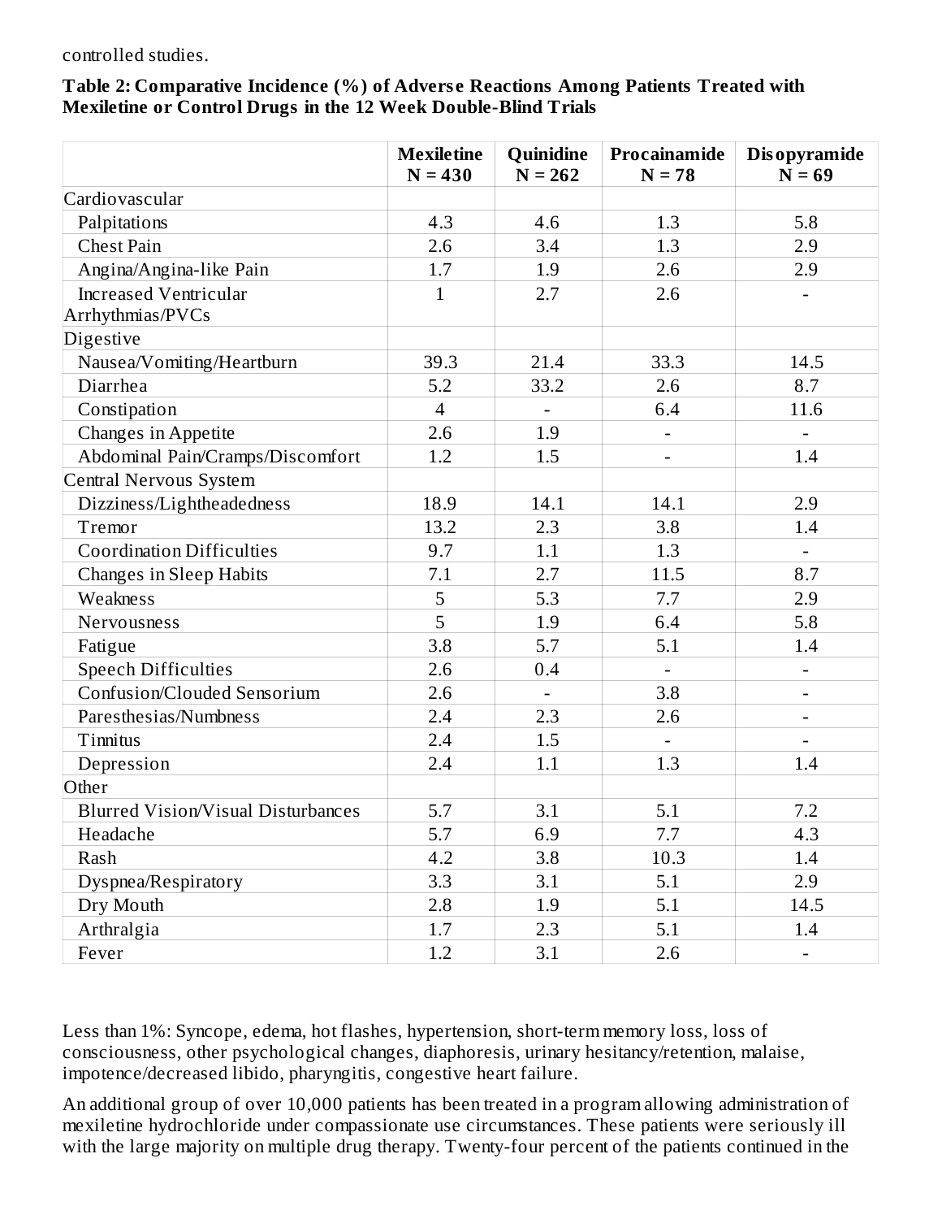controlled studies.

**Table 2: Comparative Incidence (%) of Adverse Reactions Among Patients Treated with Mexiletine or Control Drugs in the 12 Week Double-Blind Trials**

| | **Mexiletine N = 430** | **Quinidine N = 262** | **Procainamide N = 78** | **Disopyramide N = 69** |
|---|---|---|---|---|
| Cardiovascular | | | | |
| Palpitations | 4.3 | 4.6 | 1.3 | 5.8 |
| Chest Pain | 2.6 | 3.4 | 1.3 | 2.9 |
| Angina/Angina-like Pain | 1.7 | 1.9 | 2.6 | 2.9 |
| Increased Ventricular Arrhythmias/PVCs | 1 | 2.7 | 2.6 | - |
| Digestive | | | | |
| Nausea/Vomiting/Heartburn | 39.3 | 21.4 | 33.3 | 14.5 |
| Diarrhea | 5.2 | 33.2 | 2.6 | 8.7 |
| Constipation | 4 | - | 6.4 | 11.6 |
| Changes in Appetite | 2.6 | 1.9 | - | - |
| Abdominal Pain/Cramps/Discomfort | 1.2 | 1.5 | - | 1.4 |
| Central Nervous System | | | | |
| Dizziness/Lightheadedness | 18.9 | 14.1 | 14.1 | 2.9 |
| Tremor | 13.2 | 2.3 | 3.8 | 1.4 |
| Coordination Difficulties | 9.7 | 1.1 | 1.3 | - |
| Changes in Sleep Habits | 7.1 | 2.7 | 11.5 | 8.7 |
| Weakness | 5 | 5.3 | 7.7 | 2.9 |
| Nervousness | 5 | 1.9 | 6.4 | 5.8 |
| Fatigue | 3.8 | 5.7 | 5.1 | 1.4 |
| Speech Difficulties | 2.6 | 0.4 | - | - |
| Confusion/Clouded Sensorium | 2.6 | - | 3.8 | - |
| Paresthesias/Numbness | 2.4 | 2.3 | 2.6 | - |
| Tinnitus | 2.4 | 1.5 | - | - |
| Depression | 2.4 | 1.1 | 1.3 | 1.4 |
| Other | | | | |
| Blurred Vision/Visual Disturbances | 5.7 | 3.1 | 5.1 | 7.2 |
| Headache | 5.7 | 6.9 | 7.7 | 4.3 |
| Rash | 4.2 | 3.8 | 10.3 | 1.4 |
| Dyspnea/Respiratory | 3.3 | 3.1 | 5.1 | 2.9 |
| Dry Mouth | 2.8 | 1.9 | 5.1 | 14.5 |
| Arthralgia | 1.7 | 2.3 | 5.1 | 1.4 |
| Fever | 1.2 | 3.1 | 2.6 | - |

Less than 1%: Syncope, edema, hot flashes, hypertension, short-term memory loss, loss of consciousness, other psychological changes, diaphoresis, urinary hesitancy/retention, malaise, impotence/decreased libido, pharyngitis, congestive heart failure.

An additional group of over 10,000 patients has been treated in a program allowing administration of mexiletine hydrochloride under compassionate use circumstances. These patients were seriously ill with the large majority on multiple drug therapy. Twenty-four percent of the patients continued in the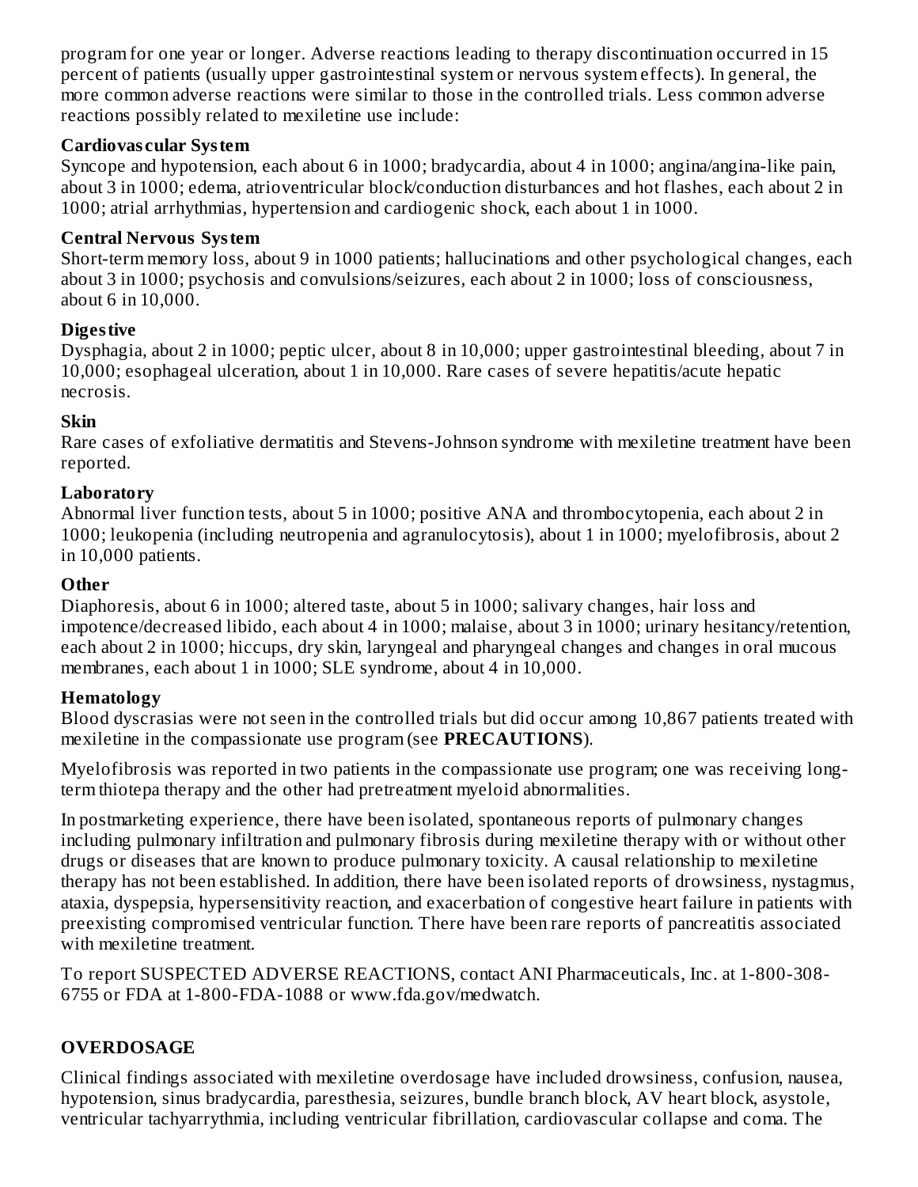program for one year or longer. Adverse reactions leading to therapy discontinuation occurred in 15 percent of patients (usually upper gastrointestinal system or nervous system effects). In general, the more common adverse reactions were similar to those in the controlled trials. Less common adverse reactions possibly related to mexiletine use include:

**Cardiovascular System**

Syncope and hypotension, each about 6 in 1000; bradycardia, about 4 in 1000; angina/angina-like pain, about 3 in 1000; edema, atrioventricular block/conduction disturbances and hot flashes, each about 2 in 1000; atrial arrhythmias, hypertension and cardiogenic shock, each about 1 in 1000.

**Central Nervous System**

Short-term memory loss, about 9 in 1000 patients; hallucinations and other psychological changes, each about 3 in 1000; psychosis and convulsions/seizures, each about 2 in 1000; loss of consciousness, about 6 in 10,000.

**Digestive**

Dysphagia, about 2 in 1000; peptic ulcer, about 8 in 10,000; upper gastrointestinal bleeding, about 7 in 10,000; esophageal ulceration, about 1 in 10,000. Rare cases of severe hepatitis/acute hepatic necrosis.

**Skin**

Rare cases of exfoliative dermatitis and Stevens-Johnson syndrome with mexiletine treatment have been reported.

**Laboratory**

Abnormal liver function tests, about 5 in 1000; positive ANA and thrombocytopenia, each about 2 in 1000; leukopenia (including neutropenia and agranulocytosis), about 1 in 1000; myelofibrosis, about 2 in 10,000 patients.

**Other**

Diaphoresis, about 6 in 1000; altered taste, about 5 in 1000; salivary changes, hair loss and impotence/decreased libido, each about 4 in 1000; malaise, about 3 in 1000; urinary hesitancy/retention, each about 2 in 1000; hiccups, dry skin, laryngeal and pharyngeal changes and changes in oral mucous membranes, each about 1 in 1000; SLE syndrome, about 4 in 10,000.

**Hematology**

Blood dyscrasias were not seen in the controlled trials but did occur among 10,867 patients treated with mexiletine in the compassionate use program (see **PRECAUTIONS**).

Myelofibrosis was reported in two patients in the compassionate use program; one was receiving long-term thiotepa therapy and the other had pretreatment myeloid abnormalities.

In postmarketing experience, there have been isolated, spontaneous reports of pulmonary changes including pulmonary infiltration and pulmonary fibrosis during mexiletine therapy with or without other drugs or diseases that are known to produce pulmonary toxicity. A causal relationship to mexiletine therapy has not been established. In addition, there have been isolated reports of drowsiness, nystagmus, ataxia, dyspepsia, hypersensitivity reaction, and exacerbation of congestive heart failure in patients with preexisting compromised ventricular function. There have been rare reports of pancreatitis associated with mexiletine treatment.

To report SUSPECTED ADVERSE REACTIONS, contact ANI Pharmaceuticals, Inc. at 1-800-308-6755 or FDA at 1-800-FDA-1088 or www.fda.gov/medwatch.

## OVERDOSAGE

Clinical findings associated with mexiletine overdosage have included drowsiness, confusion, nausea, hypotension, sinus bradycardia, paresthesia, seizures, bundle branch block, AV heart block, asystole, ventricular tachyarrythmia, including ventricular fibrillation, cardiovascular collapse and coma. The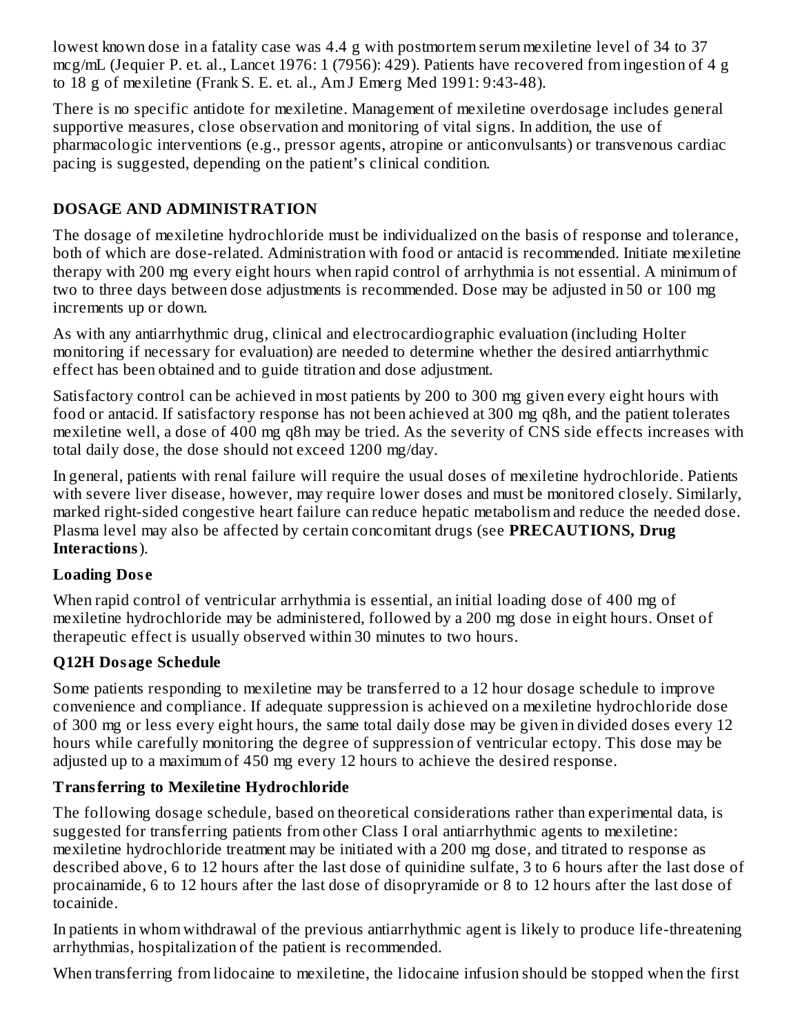lowest known dose in a fatality case was 4.4 g with postmortem serum mexiletine level of 34 to 37 mcg/mL (Jequier P. et. al., Lancet 1976: 1 (7956): 429). Patients have recovered from ingestion of 4 g to 18 g of mexiletine (Frank S. E. et. al., Am J Emerg Med 1991: 9:43-48).

There is no specific antidote for mexiletine. Management of mexiletine overdosage includes general supportive measures, close observation and monitoring of vital signs. In addition, the use of pharmacologic interventions (e.g., pressor agents, atropine or anticonvulsants) or transvenous cardiac pacing is suggested, depending on the patient's clinical condition.

## DOSAGE AND ADMINISTRATION

The dosage of mexiletine hydrochloride must be individualized on the basis of response and tolerance, both of which are dose-related. Administration with food or antacid is recommended. Initiate mexiletine therapy with 200 mg every eight hours when rapid control of arrhythmia is not essential. A minimum of two to three days between dose adjustments is recommended. Dose may be adjusted in 50 or 100 mg increments up or down.

As with any antiarrhythmic drug, clinical and electrocardiographic evaluation (including Holter monitoring if necessary for evaluation) are needed to determine whether the desired antiarrhythmic effect has been obtained and to guide titration and dose adjustment.

Satisfactory control can be achieved in most patients by 200 to 300 mg given every eight hours with food or antacid. If satisfactory response has not been achieved at 300 mg q8h, and the patient tolerates mexiletine well, a dose of 400 mg q8h may be tried. As the severity of CNS side effects increases with total daily dose, the dose should not exceed 1200 mg/day.

In general, patients with renal failure will require the usual doses of mexiletine hydrochloride. Patients with severe liver disease, however, may require lower doses and must be monitored closely. Similarly, marked right-sided congestive heart failure can reduce hepatic metabolism and reduce the needed dose. Plasma level may also be affected by certain concomitant drugs (see **PRECAUTIONS, Drug Interactions**).

### Loading Dose

When rapid control of ventricular arrhythmia is essential, an initial loading dose of 400 mg of mexiletine hydrochloride may be administered, followed by a 200 mg dose in eight hours. Onset of therapeutic effect is usually observed within 30 minutes to two hours.

### Q12H Dosage Schedule

Some patients responding to mexiletine may be transferred to a 12 hour dosage schedule to improve convenience and compliance. If adequate suppression is achieved on a mexiletine hydrochloride dose of 300 mg or less every eight hours, the same total daily dose may be given in divided doses every 12 hours while carefully monitoring the degree of suppression of ventricular ectopy. This dose may be adjusted up to a maximum of 450 mg every 12 hours to achieve the desired response.

### Transferring to Mexiletine Hydrochloride

The following dosage schedule, based on theoretical considerations rather than experimental data, is suggested for transferring patients from other Class I oral antiarrhythmic agents to mexiletine: mexiletine hydrochloride treatment may be initiated with a 200 mg dose, and titrated to response as described above, 6 to 12 hours after the last dose of quinidine sulfate, 3 to 6 hours after the last dose of procainamide, 6 to 12 hours after the last dose of disopryramide or 8 to 12 hours after the last dose of tocainide.

In patients in whom withdrawal of the previous antiarrhythmic agent is likely to produce life-threatening arrhythmias, hospitalization of the patient is recommended.

When transferring from lidocaine to mexiletine, the lidocaine infusion should be stopped when the first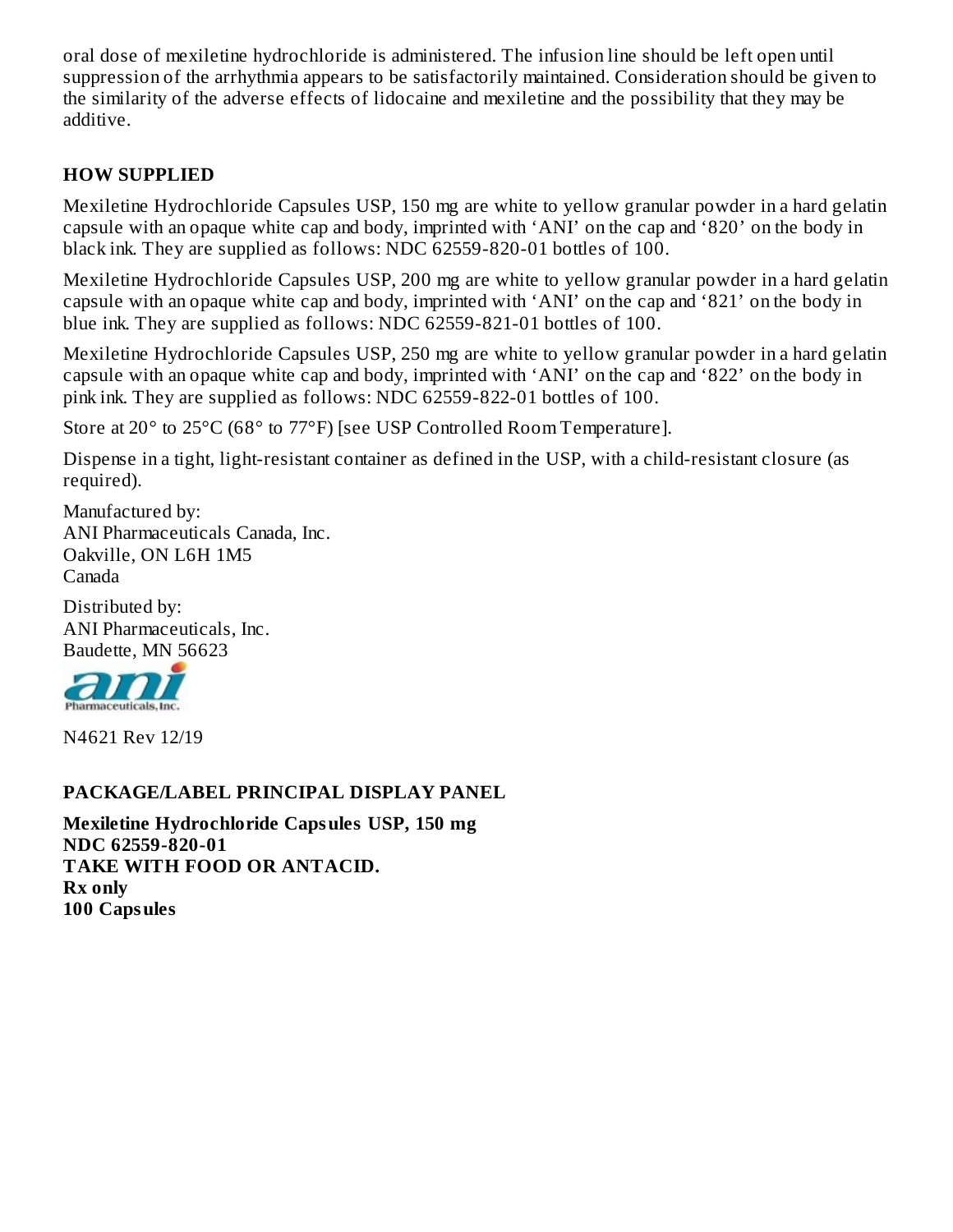oral dose of mexiletine hydrochloride is administered. The infusion line should be left open until suppression of the arrhythmia appears to be satisfactorily maintained. Consideration should be given to the similarity of the adverse effects of lidocaine and mexiletine and the possibility that they may be additive.

## HOW SUPPLIED

Mexiletine Hydrochloride Capsules USP, 150 mg are white to yellow granular powder in a hard gelatin capsule with an opaque white cap and body, imprinted with 'ANI' on the cap and '820' on the body in black ink. They are supplied as follows: NDC 62559-820-01 bottles of 100.

Mexiletine Hydrochloride Capsules USP, 200 mg are white to yellow granular powder in a hard gelatin capsule with an opaque white cap and body, imprinted with 'ANI' on the cap and '821' on the body in blue ink. They are supplied as follows: NDC 62559-821-01 bottles of 100.

Mexiletine Hydrochloride Capsules USP, 250 mg are white to yellow granular powder in a hard gelatin capsule with an opaque white cap and body, imprinted with 'ANI' on the cap and '822' on the body in pink ink. They are supplied as follows: NDC 62559-822-01 bottles of 100.

Store at 20° to 25°C (68° to 77°F) [see USP Controlled Room Temperature].

Dispense in a tight, light-resistant container as defined in the USP, with a child-resistant closure (as required).

Manufactured by:
ANI Pharmaceuticals Canada, Inc.
Oakville, ON L6H 1M5
Canada

Distributed by:
ANI Pharmaceuticals, Inc.
Baudette, MN 56623

ani Pharmaceuticals, Inc.

N4621 Rev 12/19

## PACKAGE/LABEL PRINCIPAL DISPLAY PANEL

**Mexiletine Hydrochloride Capsules USP, 150 mg**
**NDC 62559-820-01**
**TAKE WITH FOOD OR ANTACID.**
**Rx only**
**100 Capsules**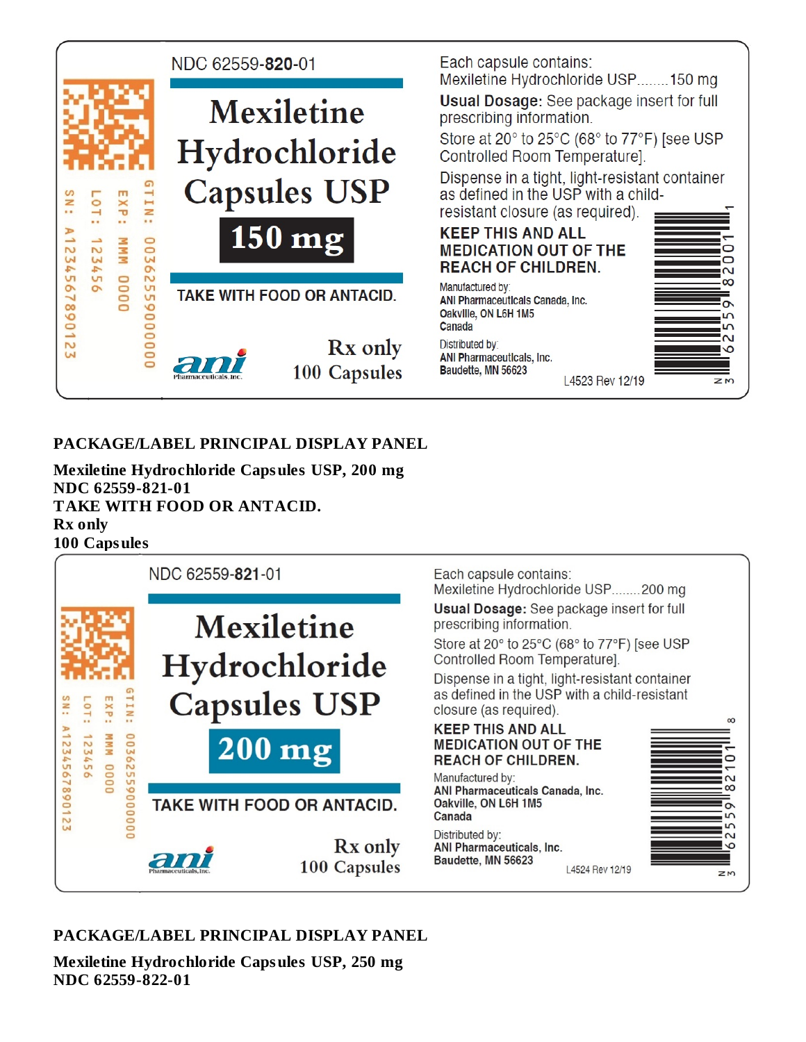NDC 62559-**820**-01

# Mexiletine Hydrochloride Capsules USP

**150 mg**

TAKE WITH FOOD OR ANTACID.

Rx only
100 Capsules

GTIN: 00362559000000
EXP: MMM 0000
LOT: 123456
SN: A1234567890123

Each capsule contains:
Mexiletine Hydrochloride USP........150 mg

**Usual Dosage:** See package insert for full prescribing information.

Store at 20° to 25°C (68° to 77°F) [see USP Controlled Room Temperature].

Dispense in a tight, light-resistant container as defined in the USP with a child-resistant closure (as required).

**KEEP THIS AND ALL MEDICATION OUT OF THE REACH OF CHILDREN.**

Manufactured by:
**ANI Pharmaceuticals Canada, Inc.**
**Oakville, ON L6H 1M5**
**Canada**

Distributed by:
**ANI Pharmaceuticals, Inc.**
**Baudette, MN 56623**

L4523 Rev 12/19

3 62559 82001 1

**PACKAGE/LABEL PRINCIPAL DISPLAY PANEL**

**Mexiletine Hydrochloride Capsules USP, 200 mg**
**NDC 62559-821-01**
**TAKE WITH FOOD OR ANTACID.**
**Rx only**
**100 Capsules**

NDC 62559-**821**-01

# Mexiletine Hydrochloride Capsules USP

**200 mg**

TAKE WITH FOOD OR ANTACID.

Rx only
100 Capsules

GTIN: 00362559000000
EXP: MMM 0000
LOT: 123456
SN: A1234567890123

Each capsule contains:
Mexiletine Hydrochloride USP........200 mg

**Usual Dosage:** See package insert for full prescribing information.

Store at 20° to 25°C (68° to 77°F) [see USP Controlled Room Temperature].

Dispense in a tight, light-resistant container as defined in the USP with a child-resistant closure (as required).

**KEEP THIS AND ALL MEDICATION OUT OF THE REACH OF CHILDREN.**

Manufactured by:
**ANI Pharmaceuticals Canada, Inc.**
**Oakville, ON L6H 1M5**
**Canada**

Distributed by:
**ANI Pharmaceuticals, Inc.**
**Baudette, MN 56623**

L4524 Rev 12/19

3 62559 82101 8

**PACKAGE/LABEL PRINCIPAL DISPLAY PANEL**

**Mexiletine Hydrochloride Capsules USP, 250 mg**
**NDC 62559-822-01**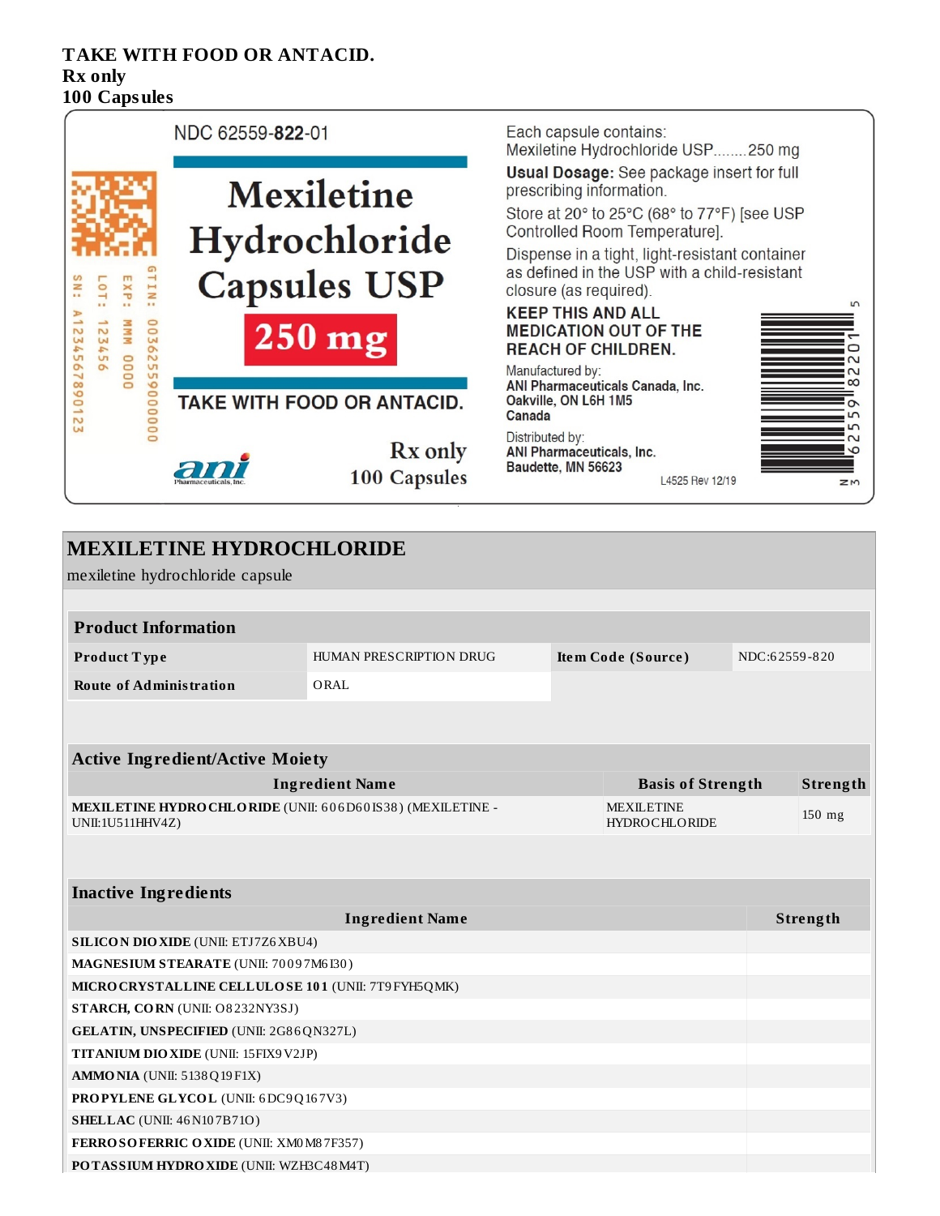**TAKE WITH FOOD OR ANTACID.**
**Rx only**
**100 Capsules**

NDC 62559-**822**-01

# Mexiletine Hydrochloride Capsules USP

**250 mg**

**TAKE WITH FOOD OR ANTACID.**

Rx only
100 Capsules

ani Pharmaceuticals, Inc.

GTIN: 00362559000000
EXP: MMM 0000
LOT: 123456
SN: A1234567890123

Each capsule contains:
Mexiletine Hydrochloride USP........250 mg

**Usual Dosage:** See package insert for full prescribing information.

Store at 20° to 25°C (68° to 77°F) [see USP Controlled Room Temperature].

Dispense in a tight, light-resistant container as defined in the USP with a child-resistant closure (as required).

**KEEP THIS AND ALL MEDICATION OUT OF THE REACH OF CHILDREN.**

Manufactured by:
**ANI Pharmaceuticals Canada, Inc.**
**Oakville, ON L6H 1M5**
**Canada**

Distributed by:
**ANI Pharmaceuticals, Inc.**
**Baudette, MN 56623**

L4525 Rev 12/19

N 3 62559 82201 5

## MEXILETINE HYDROCHLORIDE

mexiletine hydrochloride capsule

| Product Information | | | |
|---|---|---|---|
| **Product Type** | HUMAN PRESCRIPTION DRUG | **Item Code (Source)** | NDC:62559-820 |
| **Route of Administration** | ORAL | | |

| Active Ingredient/Active Moiety | | |
|---|---|---|
| **Ingredient Name** | **Basis of Strength** | **Strength** |
| **MEXILETINE HYDROCHLORIDE** (UNII: 606D60IS38) (MEXILETINE - UNII:1U511HHV4Z) | MEXILETINE HYDROCHLORIDE | 150 mg |

| Inactive Ingredients | |
|---|---|
| **Ingredient Name** | **Strength** |
| **SILICON DIOXIDE** (UNII: ETJ7Z6XBU4) | |
| **MAGNESIUM STEARATE** (UNII: 70097M6I30) | |
| **MICROCRYSTALLINE CELLULOSE 101** (UNII: 7T9FYH5QMK) | |
| **STARCH, CORN** (UNII: O8232NY3SJ) | |
| **GELATIN, UNSPECIFIED** (UNII: 2G86QN327L) | |
| **TITANIUM DIOXIDE** (UNII: 15FIX9V2JP) | |
| **AMMONIA** (UNII: 5138Q19F1X) | |
| **PROPYLENE GLYCOL** (UNII: 6DC9Q167V3) | |
| **SHELLAC** (UNII: 46N107B71O) | |
| **FERROSOFERRIC OXIDE** (UNII: XM0M87F357) | |
| **POTASSIUM HYDROXIDE** (UNII: WZH3C48M4T) | |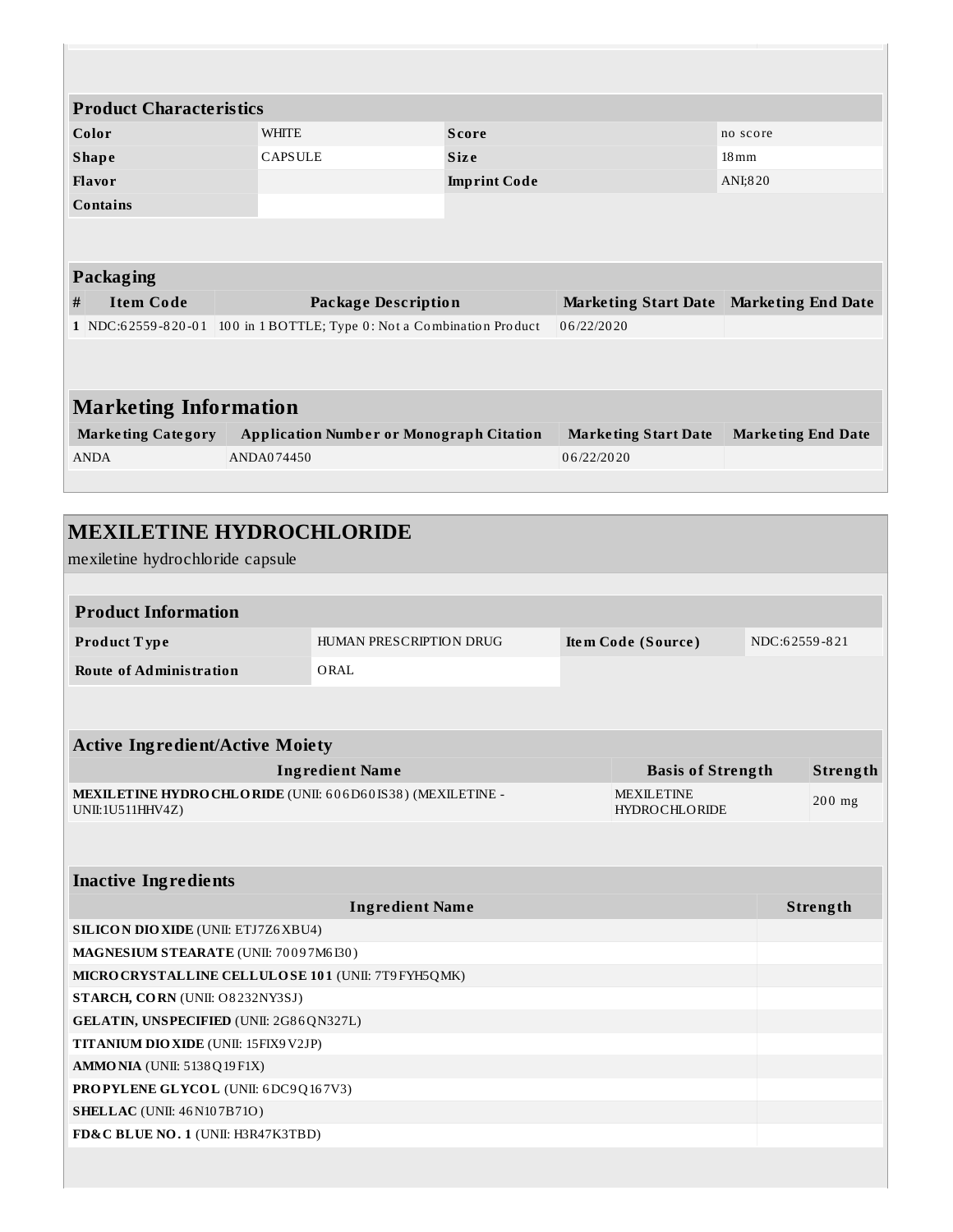| Product Characteristics | | | |
|---|---|---|---|
| **Color** | WHITE | **Score** | no score |
| **Shape** | CAPSULE | **Size** | 18mm |
| **Flavor** | | **Imprint Code** | ANI;820 |
| **Contains** | | | |

| Packaging | | | | |
|---|---|---|---|---|
| **#** | **Item Code** | **Package Description** | **Marketing Start Date** | **Marketing End Date** |
| 1 | NDC:62559-820-01 | 100 in 1 BOTTLE; Type 0: Not a Combination Product | 06/22/2020 | |

## Marketing Information

| Marketing Category | Application Number or Monograph Citation | Marketing Start Date | Marketing End Date |
|---|---|---|---|
| ANDA | ANDA074450 | 06/22/2020 | |

# MEXILETINE HYDROCHLORIDE

mexiletine hydrochloride capsule

| Product Information | | | |
|---|---|---|---|
| **Product Type** | HUMAN PRESCRIPTION DRUG | **Item Code (Source)** | NDC:62559-821 |
| **Route of Administration** | ORAL | | |

| Active Ingredient/Active Moiety | | |
|---|---|---|
| **Ingredient Name** | **Basis of Strength** | **Strength** |
| **MEXILETINE HYDROCHLORIDE** (UNII: 606D60IS38) (MEXILETINE - UNII:1U511HHV4Z) | MEXILETINE HYDROCHLORIDE | 200 mg |

| Inactive Ingredients | |
|---|---|
| **Ingredient Name** | **Strength** |
| **SILICON DIOXIDE** (UNII: ETJ7Z6XBU4) | |
| **MAGNESIUM STEARATE** (UNII: 70097M6I30) | |
| **MICROCRYSTALLINE CELLULOSE 101** (UNII: 7T9FYH5QMK) | |
| **STARCH, CORN** (UNII: O8232NY3SJ) | |
| **GELATIN, UNSPECIFIED** (UNII: 2G86QN327L) | |
| **TITANIUM DIOXIDE** (UNII: 15FIX9V2JP) | |
| **AMMONIA** (UNII: 5138Q19F1X) | |
| **PROPYLENE GLYCOL** (UNII: 6DC9Q167V3) | |
| **SHELLAC** (UNII: 46N107B71O) | |
| **FD&C BLUE NO. 1** (UNII: H3R47K3TBD) | |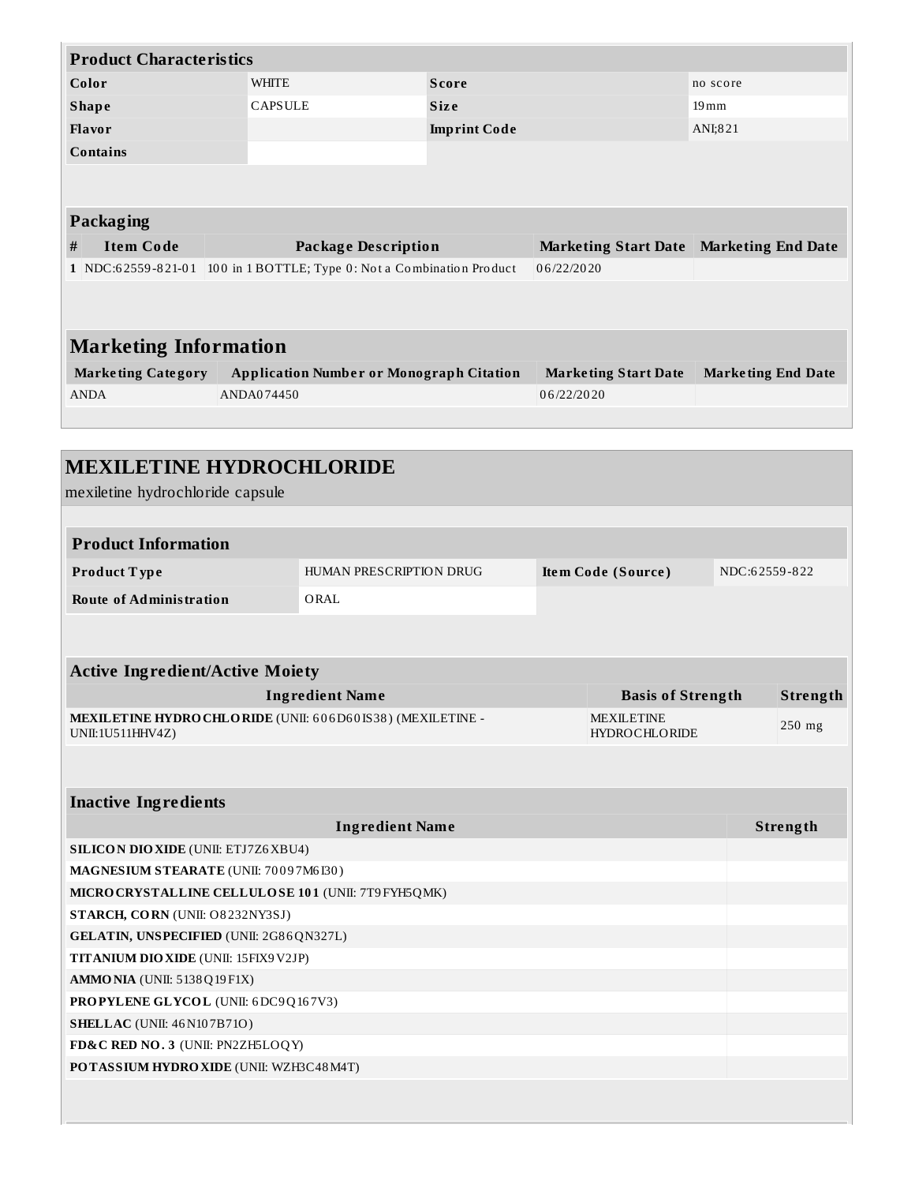| Product Characteristics | | | |
|---|---|---|---|
| **Color** | WHITE | **Score** | no score |
| **Shape** | CAPSULE | **Size** | 19mm |
| **Flavor** | | **Imprint Code** | ANI;821 |
| **Contains** | | | |

| Packaging | | | | |
|---|---|---|---|---|
| **#** | **Item Code** | **Package Description** | **Marketing Start Date** | **Marketing End Date** |
| 1 | NDC:62559-821-01 | 100 in 1 BOTTLE; Type 0: Not a Combination Product | 06/22/2020 | |

## Marketing Information

| Marketing Category | Application Number or Monograph Citation | Marketing Start Date | Marketing End Date |
|---|---|---|---|
| ANDA | ANDA074450 | 06/22/2020 | |

# MEXILETINE HYDROCHLORIDE

mexiletine hydrochloride capsule

| Product Information | | | |
|---|---|---|---|
| **Product Type** | HUMAN PRESCRIPTION DRUG | **Item Code (Source)** | NDC:62559-822 |
| **Route of Administration** | ORAL | | |

| Active Ingredient/Active Moiety | | |
|---|---|---|
| **Ingredient Name** | **Basis of Strength** | **Strength** |
| **MEXILETINE HYDROCHLORIDE** (UNII: 606D60IS38) (MEXILETINE - UNII:1U511HHV4Z) | MEXILETINE HYDROCHLORIDE | 250 mg |

| Inactive Ingredients | |
|---|---|
| **Ingredient Name** | **Strength** |
| **SILICON DIOXIDE** (UNII: ETJ7Z6XBU4) | |
| **MAGNESIUM STEARATE** (UNII: 70097M6I30) | |
| **MICROCRYSTALLINE CELLULOSE 101** (UNII: 7T9FYH5QMK) | |
| **STARCH, CORN** (UNII: O8232NY3SJ) | |
| **GELATIN, UNSPECIFIED** (UNII: 2G86QN327L) | |
| **TITANIUM DIOXIDE** (UNII: 15FIX9V2JP) | |
| **AMMONIA** (UNII: 5138Q19F1X) | |
| **PROPYLENE GLYCOL** (UNII: 6DC9Q167V3) | |
| **SHELLAC** (UNII: 46N107B71O) | |
| **FD&C RED NO. 3** (UNII: PN2ZH5LOQY) | |
| **POTASSIUM HYDROXIDE** (UNII: WZH3C48M4T) | |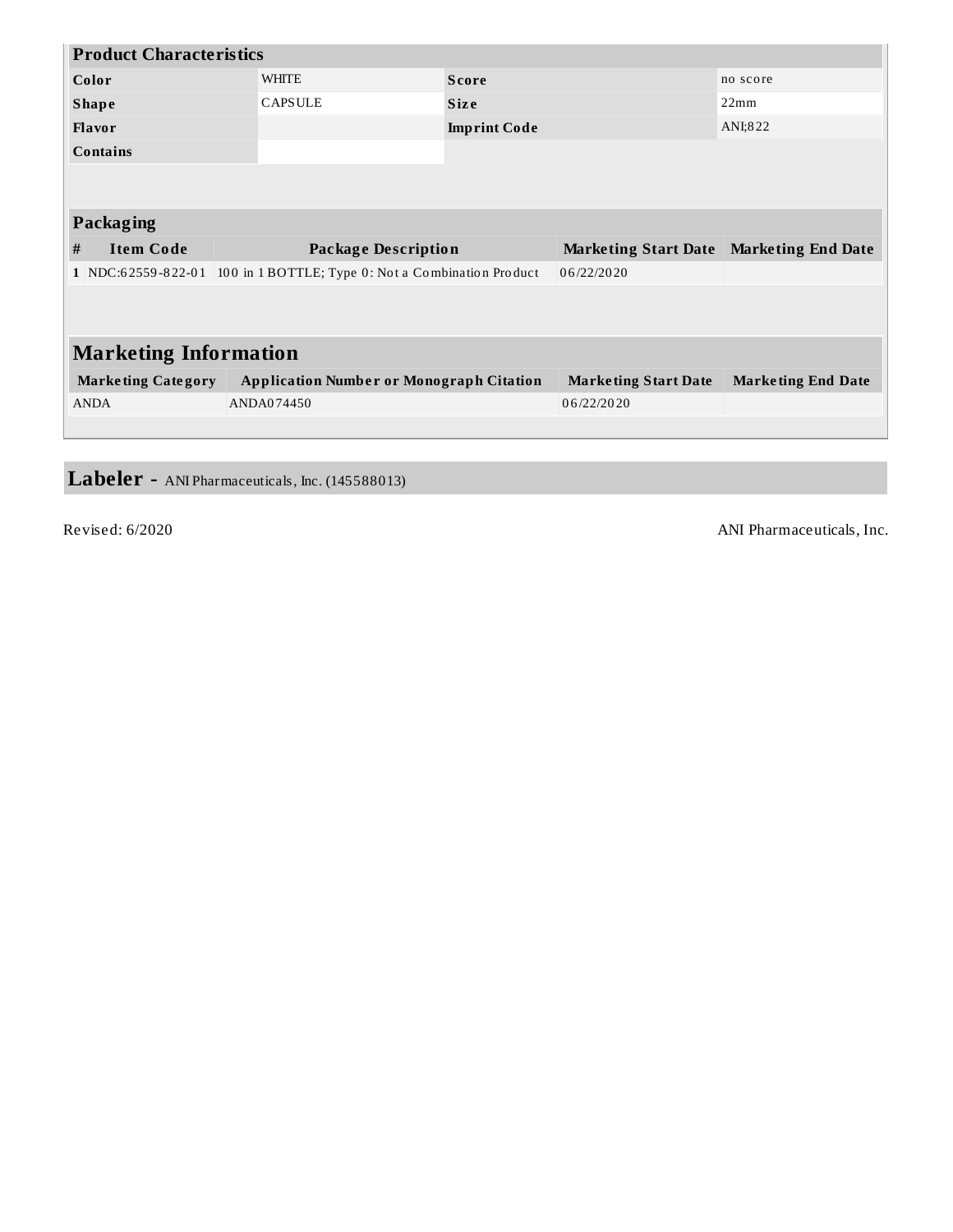| Product Characteristics | | | |
|---|---|---|---|
| **Color** | WHITE | **Score** | no score |
| **Shape** | CAPSULE | **Size** | 22mm |
| **Flavor** | | **Imprint Code** | ANI;822 |
| **Contains** | | | |

**Packaging**

| # | Item Code | Package Description | Marketing Start Date | Marketing End Date |
|---|---|---|---|---|
| 1 | NDC:62559-822-01 | 100 in 1 BOTTLE; Type 0: Not a Combination Product | 06/22/2020 | |

## Marketing Information

| Marketing Category | Application Number or Monograph Citation | Marketing Start Date | Marketing End Date |
|---|---|---|---|
| ANDA | ANDA074450 | 06/22/2020 | |

## Labeler - ANI Pharmaceuticals, Inc. (145588013)

Revised: 6/2020

ANI Pharmaceuticals, Inc.